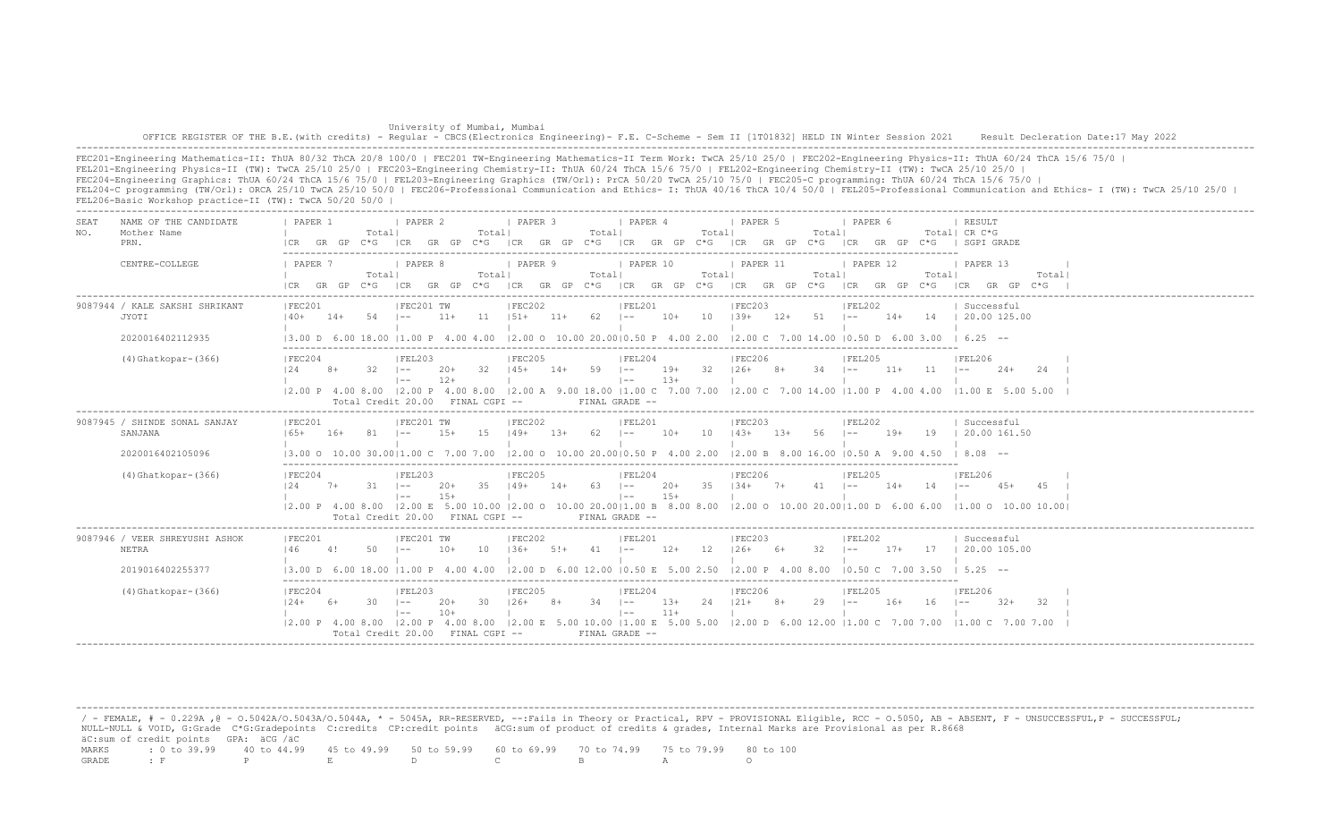University of Mumbai, Mumbai

OFFICE REGISTER OF THE B.E.(with credits) - Regular - CBCS(Electronics Engineering)- F.E. C-Scheme - Sem II [1T01832] HELD IN Winter Session 2021     Result Decleration Date:17 May 2022

FEC201-Engineering Mathematics-II: ThUA 80/32 ThCA 20/8 100/0 | FEC201 TW-Engineering Mathematics-II Term Work: TwCA 25/10 25/0 | FEC202-Engineering Physics-II: ThUA 60/24 ThCA 15/6 75/0 |
FEL201-Engineering Physics-II (TW): TwCA 25/10 25/0 | FEC203-Engineering Chemistry-II: ThUA 60/24 ThCA 15/6 75/0 | FEL202-Engineering Chemistry-II (TW): TwCA 25/10 25/0 |
FEC204-Engineering Graphics: ThUA 60/24 ThCA 15/6 75/0 | FEL203-Engineering Graphics (TW/Orl): PrCA 50/20 TwCA 25/10 75/0 | FEC205-C programming: ThUA 60/24 ThCA 15/6 75/0 |
FEL204-C programming (TW/Orl): ORCA 25/10 TwCA 25/10 50/0 | FEC206-Professional Communication and Ethics- I: ThUA 40/16 ThCA 10/4 50/0 | FEL205-Professional Communication and Ethics- I (TW): TwCA 25/10 25/0 |
FEL206-Basic Workshop practice-II (TW): TwCA 50/20 50/0 |

| SEAT NO. | NAME OF THE CANDIDATE / Mother Name / PRN. / CENTRE-COLLEGE | PAPER 1 / PAPER 7 | PAPER 2 / PAPER 8 | PAPER 3 / PAPER 9 | PAPER 4 / PAPER 10 | PAPER 5 / PAPER 11 | PAPER 6 / PAPER 12 | RESULT CR C*G SGPI GRADE / PAPER 13 |
|---|---|---|---|---|---|---|---|---|
| 9087944 | / KALE SAKSHI SHRIKANT | FEC201 | FEC201 TW | FEC202 | FEL201 | FEC203 | FEL202 | Successful |
| | JYOTI | 40+ 14+ 54 | -- 11+ 11 | 51+ 11+ 62 | -- 10+ 10 | 39+ 12+ 51 | -- 14+ 14 | 20.00 125.00 |
| | 2020016402112935 | 3.00 D 6.00 18.00 | 1.00 P 4.00 4.00 | 2.00 O 10.00 20.00 | 0.50 P 4.00 2.00 | 2.00 C 7.00 14.00 | 0.50 D 6.00 3.00 | 6.25 -- |
| | (4)Ghatkopar-(366) | FEC204 | FEL203 | FEC205 | FEL204 | FEC206 | FEL205 | FEL206 |
| | | 24 8+ 32 | -- 20+ 32 / -- 12+ | 45+ 14+ 59 | -- 19+ 32 / -- 13+ | 26+ 8+ 34 | -- 11+ 11 | -- 24+ 24 |
| | | 2.00 P 4.00 8.00 | 2.00 P 4.00 8.00 | 2.00 A 9.00 18.00 | 1.00 C 7.00 7.00 | 2.00 C 7.00 14.00 | 1.00 P 4.00 4.00 | 1.00 E 5.00 5.00 |
| | | Total Credit 20.00 | FINAL CGPI -- | | FINAL GRADE -- | | | |
| 9087945 | / SHINDE SONAL SANJAY | FEC201 | FEC201 TW | FEC202 | FEL201 | FEC203 | FEL202 | Successful |
| | SANJANA | 65+ 16+ 81 | -- 15+ 15 | 49+ 13+ 62 | -- 10+ 10 | 43+ 13+ 56 | -- 19+ 19 | 20.00 161.50 |
| | 2020016402105096 | 3.00 O 10.00 30.00 | 1.00 C 7.00 7.00 | 2.00 O 10.00 20.00 | 0.50 P 4.00 2.00 | 2.00 B 8.00 16.00 | 0.50 A 9.00 4.50 | 8.08 -- |
| | (4)Ghatkopar-(366) | FEC204 | FEL203 | FEC205 | FEL204 | FEC206 | FEL205 | FEL206 |
| | | 24 7+ 31 | -- 20+ 35 / -- 15+ | 49+ 14+ 63 | -- 20+ 35 / -- 15+ | 34+ 7+ 41 | -- 14+ 14 | -- 45+ 45 |
| | | 2.00 P 4.00 8.00 | 2.00 E 5.00 10.00 | 2.00 O 10.00 20.00 | 1.00 B 8.00 8.00 | 2.00 O 10.00 20.00 | 1.00 D 6.00 6.00 | 1.00 O 10.00 10.00 |
| | | Total Credit 20.00 | FINAL CGPI -- | | FINAL GRADE -- | | | |
| 9087946 | / VEER SHREYUSHI ASHOK | FEC201 | FEC201 TW | FEC202 | FEL201 | FEC203 | FEL202 | Successful |
| | NETRA | 46 4! 50 | -- 10+ 10 | 36+ 5!+ 41 | -- 12+ 12 | 26+ 6+ 32 | -- 17+ 17 | 20.00 105.00 |
| | 2019016402255377 | 3.00 D 6.00 18.00 | 1.00 P 4.00 4.00 | 2.00 D 6.00 12.00 | 0.50 E 5.00 2.50 | 2.00 P 4.00 8.00 | 0.50 C 7.00 3.50 | 5.25 -- |
| | (4)Ghatkopar-(366) | FEC204 | FEL203 | FEC205 | FEL204 | FEC206 | FEL205 | FEL206 |
| | | 24+ 6+ 30 | -- 20+ 30 / -- 10+ | 26+ 8+ 34 | -- 13+ 24 / -- 11+ | 21+ 8+ 29 | -- 16+ 16 | -- 32+ 32 |
| | | 2.00 P 4.00 8.00 | 2.00 P 4.00 8.00 | 2.00 E 5.00 10.00 | 1.00 E 5.00 5.00 | 2.00 D 6.00 12.00 | 1.00 C 7.00 7.00 | 1.00 C 7.00 7.00 |
| | | Total Credit 20.00 | FINAL CGPI -- | | FINAL GRADE -- | | | |

Column sub-headers for each paper: CR GR GP C*G (marks shown as Total)

/ - FEMALE, # - 0.229A ,@ - O.5042A/O.5043A/O.5044A, * - 5045A, RR-RESERVED, --:Fails in Theory or Practical, RPV - PROVISIONAL Eligible, RCC - O.5050, AB - ABSENT, F - UNSUCCESSFUL,P - SUCCESSFUL;
NULL-NULL & VOID, G:Grade C*G:Gradepoints C:credits CP:credit points äCG:sum of product of credits & grades, Internal Marks are Provisional as per R.8668
äC:sum of credit points GPA: äCG /äC

| MARKS | : 0 to 39.99 | 40 to 44.99 | 45 to 49.99 | 50 to 59.99 | 60 to 69.99 | 70 to 74.99 | 75 to 79.99 | 80 to 100 |
|---|---|---|---|---|---|---|---|---|
| GRADE | : F | P | E | D | C | B | A | O |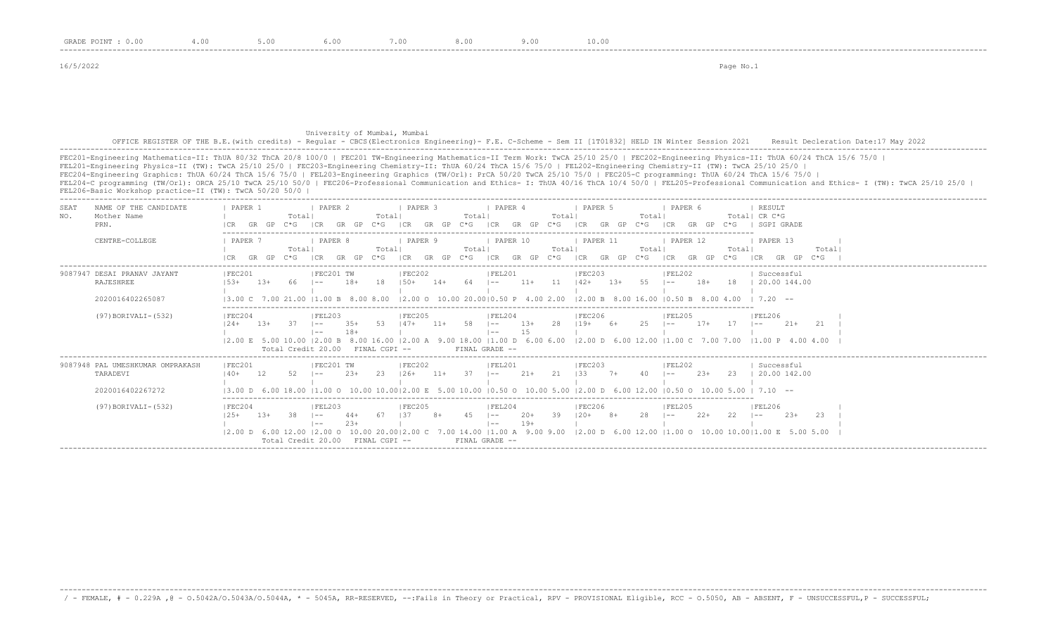GRADE POINT : 0.00 4.00 5.00 6.00 7.00 8.00 9.00 10.00

16/5/2022

University of Mumbai, Mumbai

OFFICE REGISTER OF THE B.E.(with credits) - Regular - CBCS(Electronics Engineering)- F.E. C-Scheme - Sem II [1T01832] HELD IN Winter Session 2021 Result Decleration Date:17 May 2022

FEC201-Engineering Mathematics-II: ThUA 80/32 ThCA 20/8 100/0 | FEC201 TW-Engineering Mathematics-II Term Work: TwCA 25/10 25/0 | FEC202-Engineering Physics-II: ThUA 60/24 ThCA 15/6 75/0 |
FEL201-Engineering Physics-II (TW): TwCA 25/10 25/0 | FEC203-Engineering Chemistry-II: ThUA 60/24 ThCA 15/6 75/0 | FEL202-Engineering Chemistry-II (TW): TwCA 25/10 25/0 |
FEC204-Engineering Graphics: ThUA 60/24 ThCA 15/6 75/0 | FEL203-Engineering Graphics (TW/Orl): PrCA 50/20 TwCA 25/10 75/0 | FEC205-C programming: ThUA 60/24 ThCA 15/6 75/0 |
FEL204-C programming (TW/Orl): ORCA 25/10 TwCA 25/10 50/0 | FEC206-Professional Communication and Ethics- I: ThUA 40/16 ThCA 10/4 50/0 | FEL205-Professional Communication and Ethics- I (TW): TwCA 25/10 25/0 |
FEL206-Basic Workshop practice-II (TW): TwCA 50/20 50/0 |

| SEAT NO. | NAME OF THE CANDIDATE / Mother Name / PRN. / CENTRE-COLLEGE | PAPER 1 / PAPER 7 | PAPER 2 / PAPER 8 | PAPER 3 / PAPER 9 | PAPER 4 / PAPER 10 | PAPER 5 / PAPER 11 | PAPER 6 / PAPER 12 | RESULT CR C*G SGPI GRADE / PAPER 13 |
|---|---|---|---|---|---|---|---|---|
| | (CR GR GP C*G Total) | | | | | | | |
| 9087947 | DESAI PRANAV JAYANT | FEC201 | FEC201 TW | FEC202 | FEL201 | FEC203 | FEL202 | Successful |
| | RAJESHREE | 53+ 13+ 66 | -- 18+ 18 | 50+ 14+ 64 | -- 11+ 11 | 42+ 13+ 55 | -- 18+ 18 | 20.00 144.00 |
| | 2020016402265087 | 3.00 C 7.00 21.00 | 1.00 B 8.00 8.00 | 2.00 O 10.00 20.00 | 0.50 P 4.00 2.00 | 2.00 B 8.00 16.00 | 0.50 B 8.00 4.00 | 7.20 -- |
| | (97)BORIVALI-(532) | FEC204 | FEL203 | FEC205 | FEL204 | FEC206 | FEL205 | FEL206 |
| | | 24+ 13+ 37 | -- 35+ 53 / -- 18+ | 47+ 11+ 58 | -- 13+ 28 / -- 15 | 19+ 6+ 25 | -- 17+ 17 | -- 21+ 21 |
| | | 2.00 E 5.00 10.00 | 2.00 B 8.00 16.00 | 2.00 A 9.00 18.00 | 1.00 D 6.00 6.00 | 2.00 D 6.00 12.00 | 1.00 C 7.00 7.00 | 1.00 P 4.00 4.00 |
| | | Total Credit 20.00 | FINAL CGPI -- | | FINAL GRADE -- | | | |
| 9087948 | PAL UMESHKUMAR OMPRAKASH | FEC201 | FEC201 TW | FEC202 | FEL201 | FEC203 | FEL202 | Successful |
| | TARADEVI | 40+ 12 52 | -- 23+ 23 | 26+ 11+ 37 | -- 21+ 21 | 33 7+ 40 | -- 23+ 23 | 20.00 142.00 |
| | 2020016402267272 | 3.00 D 6.00 18.00 | 1.00 O 10.00 10.00 | 2.00 E 5.00 10.00 | 0.50 O 10.00 5.00 | 2.00 D 6.00 12.00 | 0.50 O 10.00 5.00 | 7.10 -- |
| | (97)BORIVALI-(532) | FEC204 | FEL203 | FEC205 | FEL204 | FEC206 | FEL205 | FEL206 |
| | | 25+ 13+ 38 | -- 44+ 67 / -- 23+ | 37 8+ 45 | -- 20+ 39 / -- 19+ | 20+ 8+ 28 | -- 22+ 22 | -- 23+ 23 |
| | | 2.00 D 6.00 12.00 | 2.00 O 10.00 20.00 | 2.00 C 7.00 14.00 | 1.00 A 9.00 9.00 | 2.00 D 6.00 12.00 | 1.00 O 10.00 10.00 | 1.00 E 5.00 5.00 |
| | | Total Credit 20.00 | FINAL CGPI -- | | FINAL GRADE -- | | | |

/ - FEMALE, # - 0.229A ,@ - O.5042A/O.5043A/O.5044A, * - 5045A, RR-RESERVED, --:Fails in Theory or Practical, RPV - PROVISIONAL Eligible, RCC - O.5050, AB - ABSENT, F - UNSUCCESSFUL,P - SUCCESSFUL;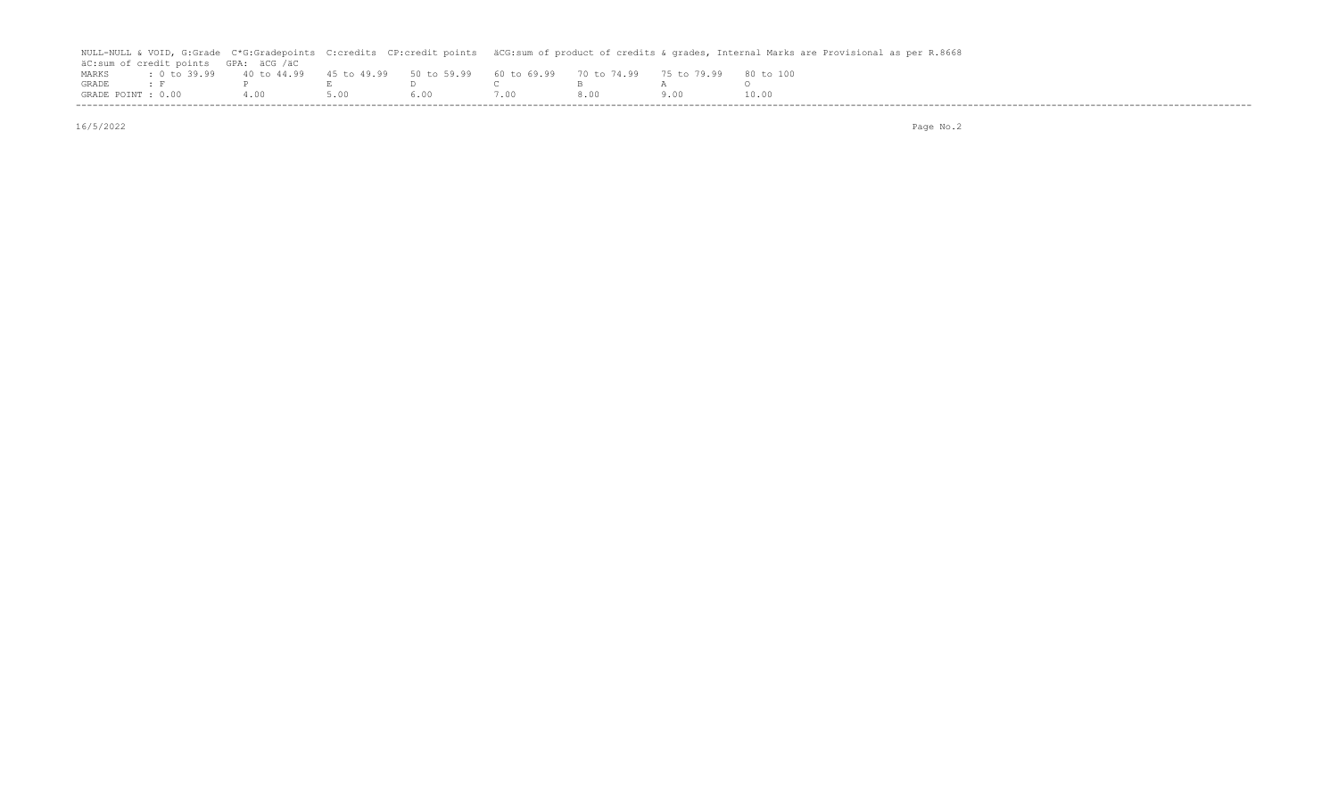NULL-NULL & VOID, G:Grade C*G:Gradepoints C:credits CP:credit points äCG:sum of product of credits & grades, Internal Marks are Provisional as per R.8668

äC:sum of credit points GPA: äCG /äC

| | | | | | | | | |
|---|---|---|---|---|---|---|---|---|
| MARKS | : 0 to 39.99 | 40 to 44.99 | 45 to 49.99 | 50 to 59.99 | 60 to 69.99 | 70 to 74.99 | 75 to 79.99 | 80 to 100 |
| GRADE | : F | P | E | D | C | B | A | O |
| GRADE POINT | : 0.00 | 4.00 | 5.00 | 6.00 | 7.00 | 8.00 | 9.00 | 10.00 |

16/5/2022